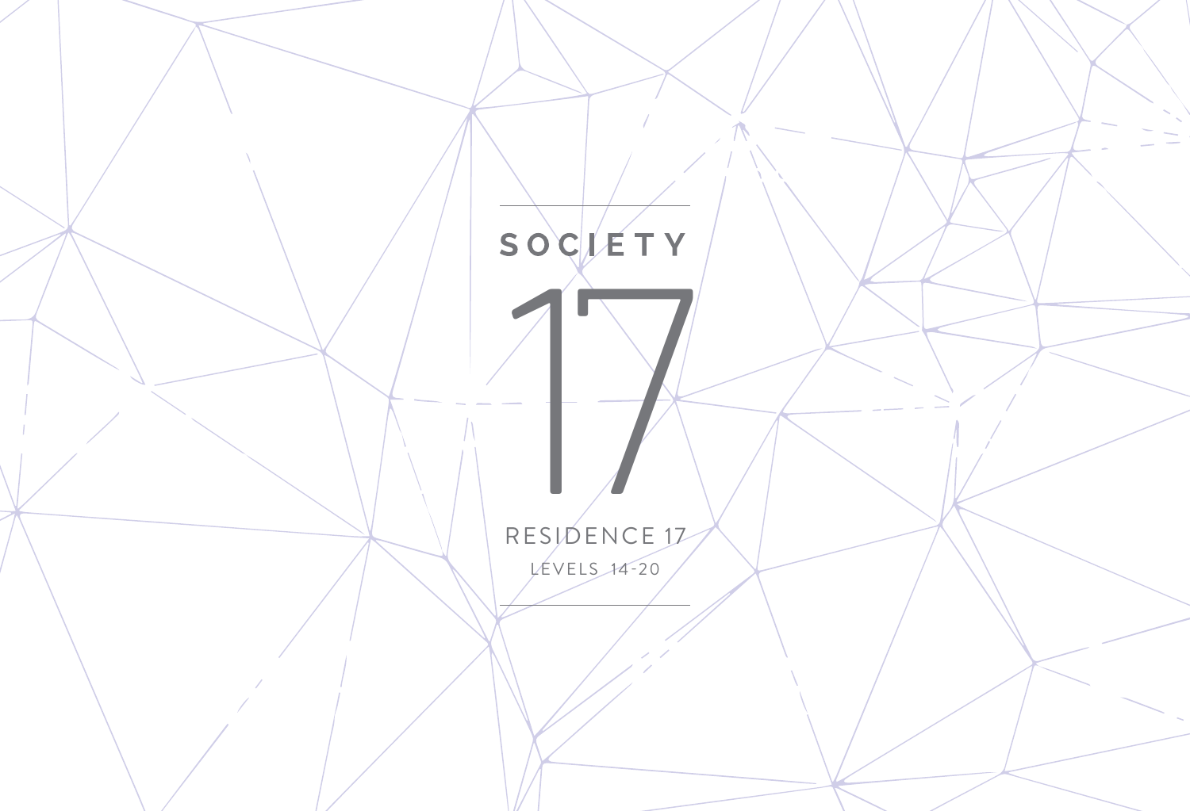# SOCIETY 17

## RESIDENCE 17

LEVELS 14-20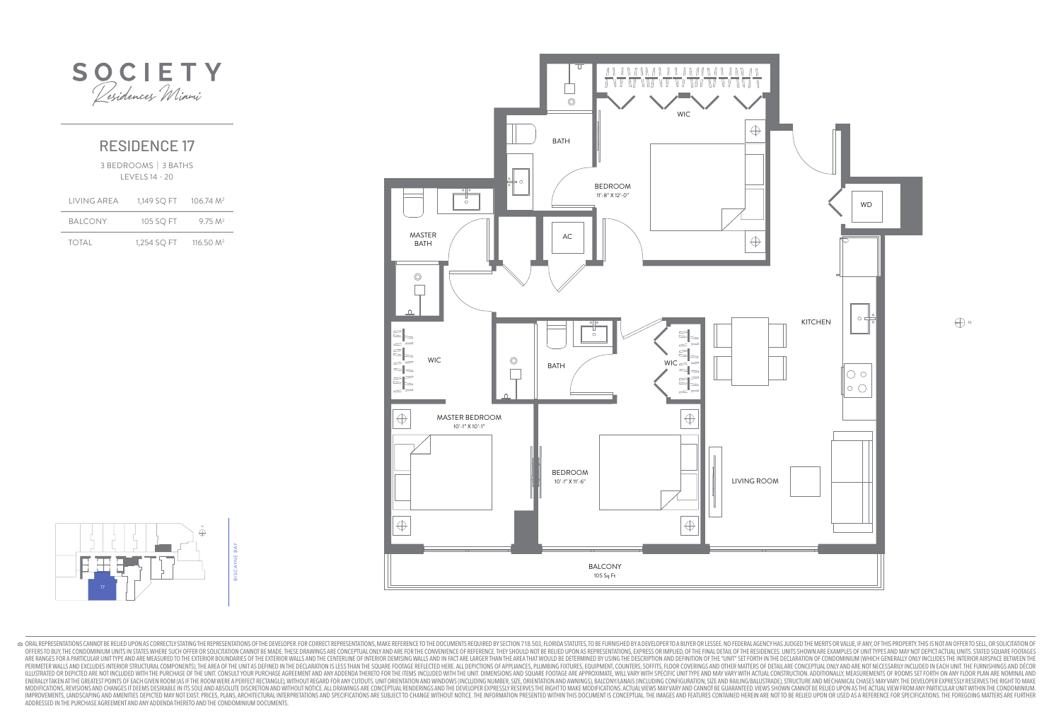# SOCIETY

*Residences Miami*

## RESIDENCE 17

3 BEDROOMS | 3 BATHS
LEVELS 14 - 20

| | | |
|---|---|---|
| LIVING AREA | 1,149 SQ FT | 106.74 M² |
| BALCONY | 105 SQ FT | 9.75 M² |
| TOTAL | 1,254 SQ FT | 116.50 M² |

BATH
WIC
BEDROOM
11'-8" X 12'-0"
WD
MASTER BATH
AC
KITCHEN
N
WIC
BATH
WIC
MASTER BEDROOM
10'-1" X 10'-1"
BEDROOM
10'-1" X 11'-6"
LIVING ROOM
BALCONY
105 Sq Ft
17
BISCAYNE BAY

ORAL REPRESENTATIONS CANNOT BE RELIED UPON AS CORRECTLY STATING THE REPRESENTATIONS OF THE DEVELOPER. FOR CORRECT REPRESENTATIONS, MAKE REFERENCE TO THE DOCUMENTS REQUIRED BY SECTION 718.503, FLORIDA STATUTES, TO BE FURNISHED BY A DEVELOPER TO A BUYER OR LESSEE. NO FEDERAL AGENCY HAS JUDGED THE MERITS OR VALUE, IF ANY, OF THIS PROPERTY. THIS IS NOT AN OFFER TO SELL, OR SOLICITATION OF OFFERS TO BUY, THE CONDOMINIUM UNITS IN STATES WHERE SUCH OFFER OR SOLICITATION CANNOT BE MADE. THESE DRAWINGS ARE CONCEPTUAL ONLY AND ARE FOR THE CONVENIENCE OF REFERENCE. THEY SHOULD NOT BE RELIED UPON AS REPRESENTATIONS, EXPRESS OR IMPLIED, OF THE FINAL DETAIL OF THE RESIDENCES. UNITS SHOWN ARE EXAMPLES OF UNIT TYPES AND MAY NOT DEPICT ACTUAL UNITS. STATED SQUARE FOOTAGES ARE RANGES FOR A PARTICULAR UNIT TYPE AND ARE MEASURED TO THE EXTERIOR BOUNDARIES OF THE EXTERIOR WALLS AND THE CENTERLINE OF INTERIOR DEMISING WALLS AND IN FACT ARE LARGER THAN THE AREA THAT WOULD BE DETERMINED BY USING THE DESCRIPTION AND DEFINITION OF THE "UNIT" SET FORTH IN THE DECLARATION OF CONDOMINIUM (WHICH GENERALLY ONLY INCLUDES THE INTERIOR AIRSPACE BETWEEN THE PERIMETER WALLS AND EXCLUDES INTERIOR STRUCTURAL COMPONENTS). THE AREA OF THE UNIT AS DEFINED IN THE DECLARATION IS LESS THAN THE SQUARE FOOTAGE REFLECTED HERE. ALL DEPICTIONS OF APPLIANCES, PLUMBING FIXTURES, EQUIPMENT, COUNTERS, SOFFITS, FLOOR COVERINGS AND OTHER MATTERS OF DETAIL ARE CONCEPTUAL ONLY AND ARE NOT NECESSARILY INCLUDED IN EACH UNIT. THE FURNISHINGS AND DÉCOR ILLUSTRATED OR DEPICTED ARE NOT INCLUDED WITH THE PURCHASE OF THE UNIT. CONSULT YOUR PURCHASE AGREEMENT AND ANY ADDENDA THERETO FOR THE ITEMS INCLUDED WITH THE UNIT. DIMENSIONS AND SQUARE FOOTAGE ARE APPROXIMATE, WILL VARY WITH SPECIFIC UNIT TYPE AND MAY VARY WITH ACTUAL CONSTRUCTION. ADDITIONALLY, MEASUREMENTS OF ROOMS SET FORTH ON ANY FLOOR PLAN ARE NOMINAL AND GENERALLY TAKEN AT THE GREATEST POINTS OF EACH GIVEN ROOM (AS IF THE ROOM WERE A PERFECT RECTANGLE), WITHOUT REGARD FOR ANY CUTOUTS. UNIT ORIENTATION AND WINDOWS (INCLUDING NUMBER, SIZE, ORIENTATION AND AWNINGS), BALCONY/LANAIS (INCLUDING CONFIGURATION, SIZE AND RAILING/BALUSTRADE), STRUCTURE AND MECHANICAL CHASES MAY VARY. THE DEVELOPER EXPRESSLY RESERVES THE RIGHT TO MAKE MODIFICATIONS, REVISIONS AND CHANGES IT DEEMS DESIRABLE IN ITS SOLE AND ABSOLUTE DISCRETION AND WITHOUT NOTICE. ALL DRAWINGS ARE CONCEPTUAL RENDERINGS AND THE DEVELOPER EXPRESSLY RESERVES THE RIGHT TO MAKE MODIFICATIONS. ACTUAL VIEWS MAY VARY AND CANNOT BE GUARANTEED. VIEWS SHOWN CANNOT BE RELIED UPON AS THE ACTUAL VIEW FROM ANY PARTICULAR UNIT WITHIN THE CONDOMINIUM. IMPROVEMENTS, LANDSCAPING AND AMENITIES DEPICTED MAY NOT EXIST. PRICES, PLANS, ARCHITECTURAL INTERPRETATIONS AND SPECIFICATIONS ARE SUBJECT TO CHANGE WITHOUT NOTICE. THE INFORMATION PRESENTED WITHIN THIS DOCUMENT IS CONCEPTUAL. THE IMAGES AND FEATURES CONTAINED HEREIN ARE NOT TO BE RELIED UPON OR USED AS A REFERENCE FOR SPECIFICATIONS. THE FOREGOING MATTERS ARE FURTHER ADDRESSED IN THE PURCHASE AGREEMENT AND ANY ADDENDA THERETO AND THE CONDOMINIUM DOCUMENTS.